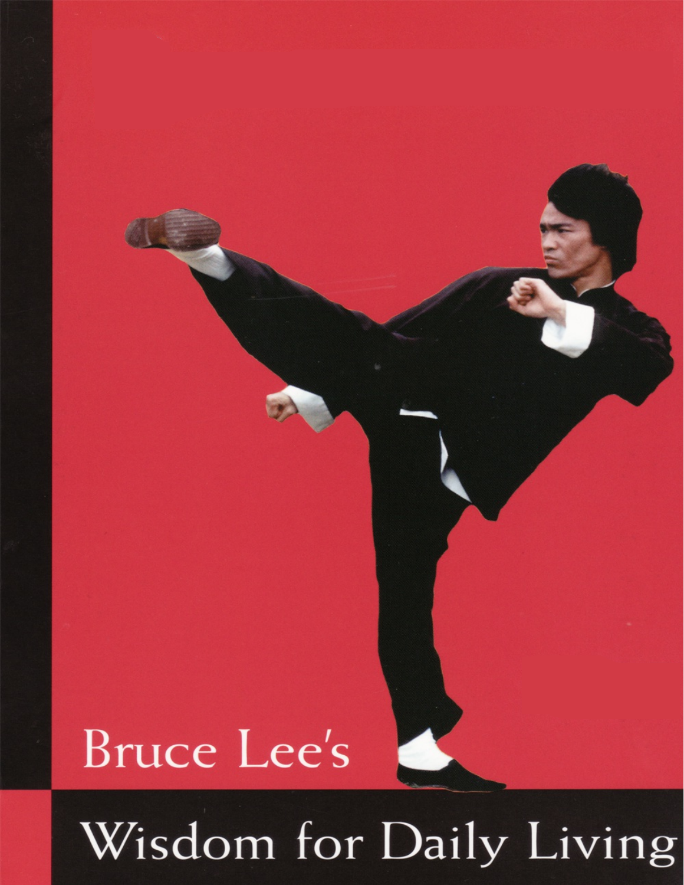Bruce Lee's

# Wisdom for Daily Living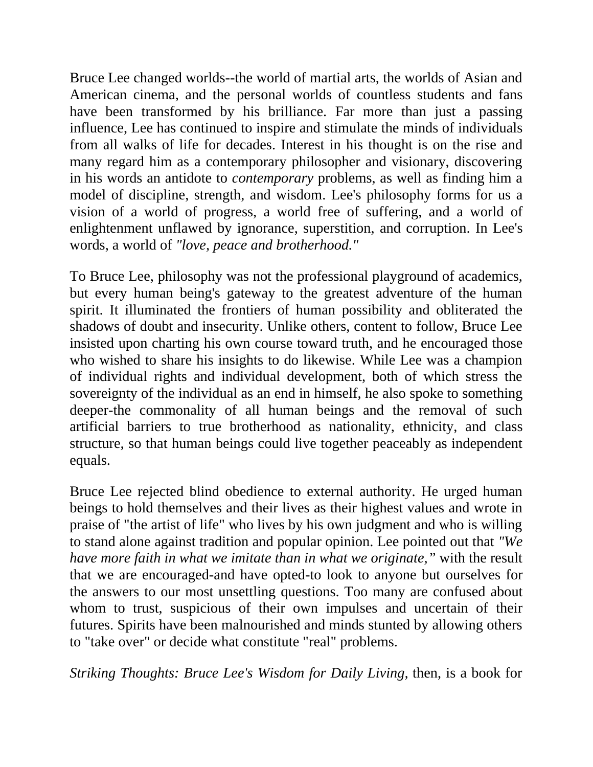Bruce Lee changed worlds--the world of martial arts, the worlds of Asian and American cinema, and the personal worlds of countless students and fans have been transformed by his brilliance. Far more than just a passing influence, Lee has continued to inspire and stimulate the minds of individuals from all walks of life for decades. Interest in his thought is on the rise and many regard him as a contemporary philosopher and visionary, discovering in his words an antidote to *contemporary* problems, as well as finding him a model of discipline, strength, and wisdom. Lee's philosophy forms for us a vision of a world of progress, a world free of suffering, and a world of enlightenment unflawed by ignorance, superstition, and corruption. In Lee's words, a world of *"love, peace and brotherhood."*

To Bruce Lee, philosophy was not the professional playground of academics, but every human being's gateway to the greatest adventure of the human spirit. It illuminated the frontiers of human possibility and obliterated the shadows of doubt and insecurity. Unlike others, content to follow, Bruce Lee insisted upon charting his own course toward truth, and he encouraged those who wished to share his insights to do likewise. While Lee was a champion of individual rights and individual development, both of which stress the sovereignty of the individual as an end in himself, he also spoke to something deeper-the commonality of all human beings and the removal of such artificial barriers to true brotherhood as nationality, ethnicity, and class structure, so that human beings could live together peaceably as independent equals.

Bruce Lee rejected blind obedience to external authority. He urged human beings to hold themselves and their lives as their highest values and wrote in praise of "the artist of life" who lives by his own judgment and who is willing to stand alone against tradition and popular opinion. Lee pointed out that *"We have more faith in what we imitate than in what we originate,"* with the result that we are encouraged-and have opted-to look to anyone but ourselves for the answers to our most unsettling questions. Too many are confused about whom to trust, suspicious of their own impulses and uncertain of their futures. Spirits have been malnourished and minds stunted by allowing others to "take over" or decide what constitute "real" problems.

*Striking Thoughts: Bruce Lee's Wisdom for Daily Living*, then, is a book for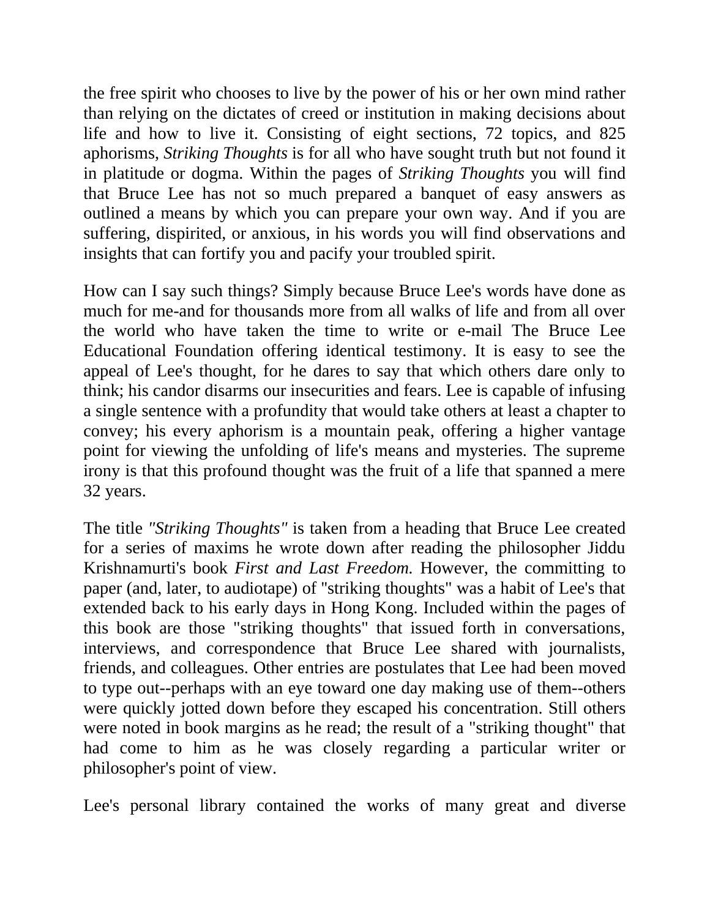the free spirit who chooses to live by the power of his or her own mind rather than relying on the dictates of creed or institution in making decisions about life and how to live it. Consisting of eight sections, 72 topics, and 825 aphorisms, *Striking Thoughts* is for all who have sought truth but not found it in platitude or dogma. Within the pages of *Striking Thoughts* you will find that Bruce Lee has not so much prepared a banquet of easy answers as outlined a means by which you can prepare your own way. And if you are suffering, dispirited, or anxious, in his words you will find observations and insights that can fortify you and pacify your troubled spirit.

How can I say such things? Simply because Bruce Lee's words have done as much for me-and for thousands more from all walks of life and from all over the world who have taken the time to write or e-mail The Bruce Lee Educational Foundation offering identical testimony. It is easy to see the appeal of Lee's thought, for he dares to say that which others dare only to think; his candor disarms our insecurities and fears. Lee is capable of infusing a single sentence with a profundity that would take others at least a chapter to convey; his every aphorism is a mountain peak, offering a higher vantage point for viewing the unfolding of life's means and mysteries. The supreme irony is that this profound thought was the fruit of a life that spanned a mere 32 years.

The title *"Striking Thoughts"* is taken from a heading that Bruce Lee created for a series of maxims he wrote down after reading the philosopher Jiddu Krishnamurti's book *First and Last Freedom.* However, the committing to paper (and, later, to audiotape) of "striking thoughts" was a habit of Lee's that extended back to his early days in Hong Kong. Included within the pages of this book are those "striking thoughts" that issued forth in conversations, interviews, and correspondence that Bruce Lee shared with journalists, friends, and colleagues. Other entries are postulates that Lee had been moved to type out--perhaps with an eye toward one day making use of them--others were quickly jotted down before they escaped his concentration. Still others were noted in book margins as he read; the result of a "striking thought" that had come to him as he was closely regarding a particular writer or philosopher's point of view.

Lee's personal library contained the works of many great and diverse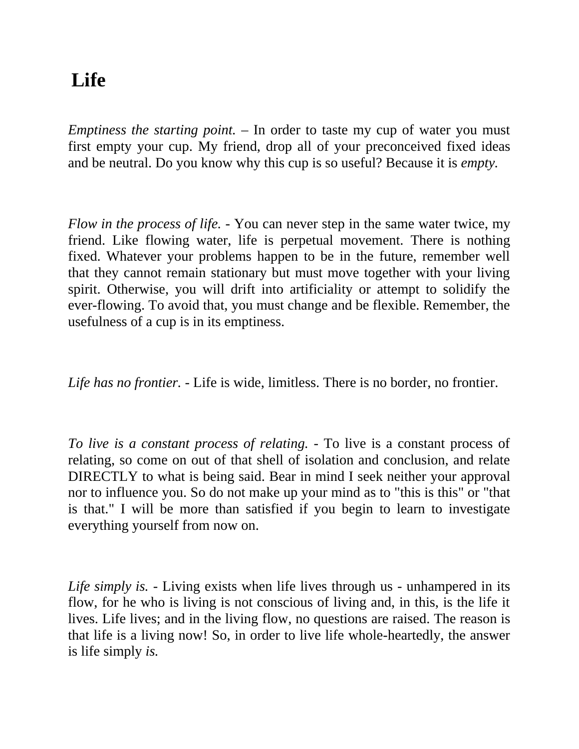# Life

*Emptiness the starting point.* – In order to taste my cup of water you must first empty your cup. My friend, drop all of your preconceived fixed ideas and be neutral. Do you know why this cup is so useful? Because it is *empty.*

*Flow in the process of life.* - You can never step in the same water twice, my friend. Like flowing water, life is perpetual movement. There is nothing fixed. Whatever your problems happen to be in the future, remember well that they cannot remain stationary but must move together with your living spirit. Otherwise, you will drift into artificiality or attempt to solidify the ever-flowing. To avoid that, you must change and be flexible. Remember, the usefulness of a cup is in its emptiness.

*Life has no frontier.* - Life is wide, limitless. There is no border, no frontier.

*To live is a constant process of relating.* - To live is a constant process of relating, so come on out of that shell of isolation and conclusion, and relate DIRECTLY to what is being said. Bear in mind I seek neither your approval nor to influence you. So do not make up your mind as to "this is this" or "that is that." I will be more than satisfied if you begin to learn to investigate everything yourself from now on.

*Life simply is.* - Living exists when life lives through us - unhampered in its flow, for he who is living is not conscious of living and, in this, is the life it lives. Life lives; and in the living flow, no questions are raised. The reason is that life is a living now! So, in order to live life whole-heartedly, the answer is life simply *is.*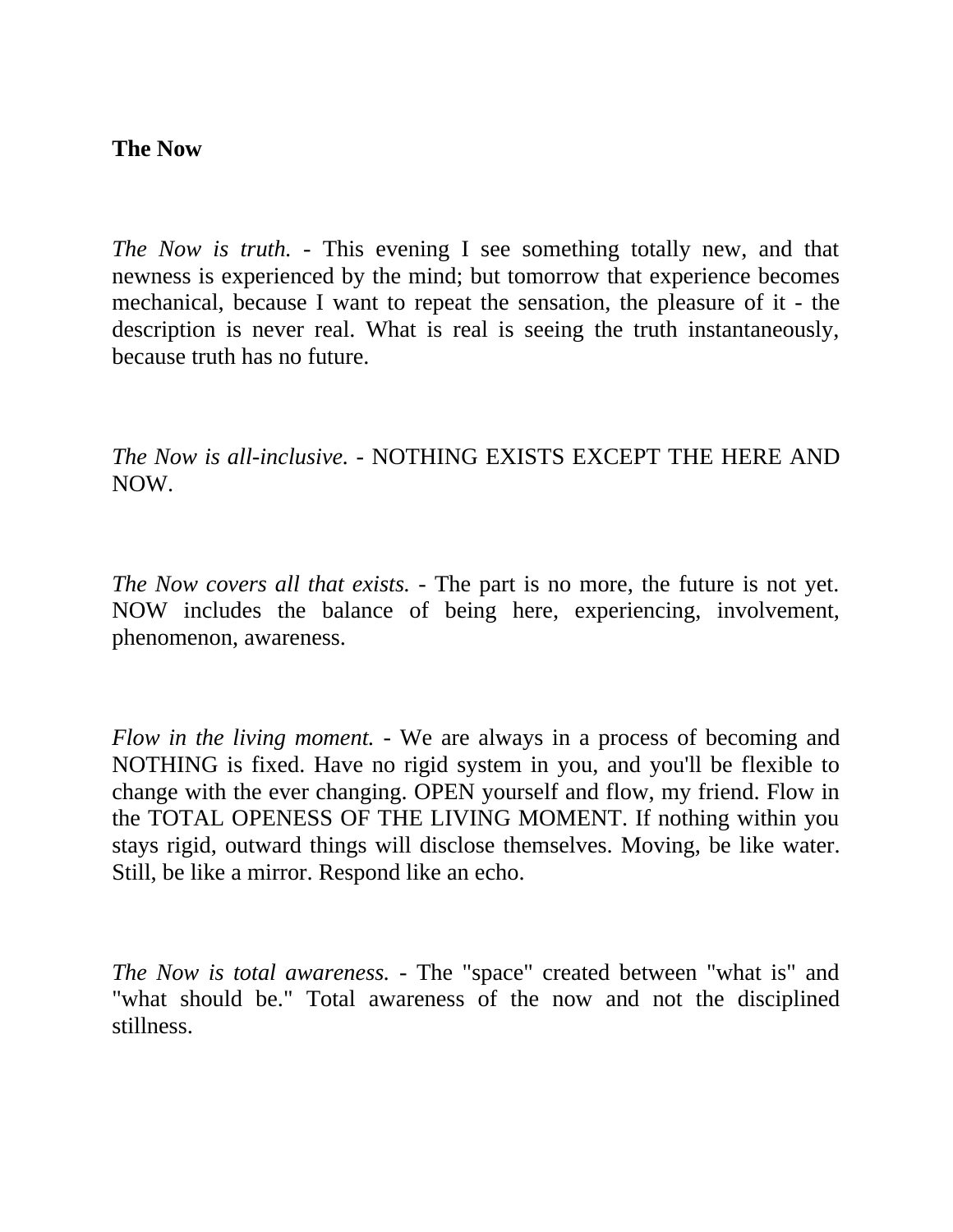**The Now**

*The Now is truth.* - This evening I see something totally new, and that newness is experienced by the mind; but tomorrow that experience becomes mechanical, because I want to repeat the sensation, the pleasure of it - the description is never real. What is real is seeing the truth instantaneously, because truth has no future.

*The Now is all-inclusive.* - NOTHING EXISTS EXCEPT THE HERE AND NOW.

*The Now covers all that exists.* - The part is no more, the future is not yet. NOW includes the balance of being here, experiencing, involvement, phenomenon, awareness.

*Flow in the living moment.* - We are always in a process of becoming and NOTHING is fixed. Have no rigid system in you, and you'll be flexible to change with the ever changing. OPEN yourself and flow, my friend. Flow in the TOTAL OPENESS OF THE LIVING MOMENT. If nothing within you stays rigid, outward things will disclose themselves. Moving, be like water. Still, be like a mirror. Respond like an echo.

*The Now is total awareness.* - The "space" created between "what is" and "what should be." Total awareness of the now and not the disciplined stillness.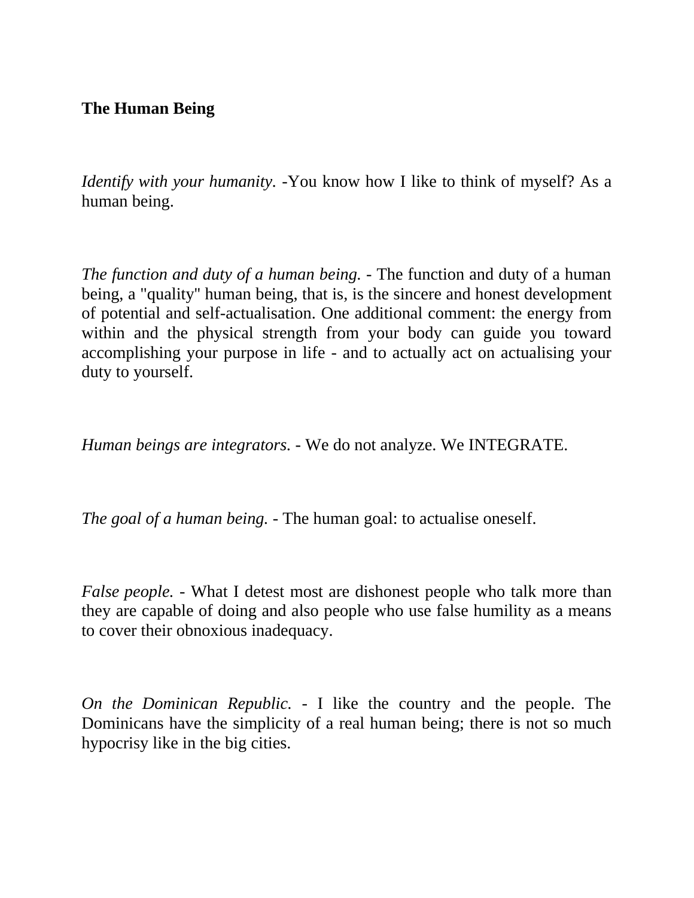**The Human Being**

*Identify with your humanity.* -You know how I like to think of myself? As a human being.

*The function and duty of a human being.* - The function and duty of a human being, a "quality" human being, that is, is the sincere and honest development of potential and self-actualisation. One additional comment: the energy from within and the physical strength from your body can guide you toward accomplishing your purpose in life - and to actually act on actualising your duty to yourself.

*Human beings are integrators.* - We do not analyze. We INTEGRATE.

*The goal of a human being.* - The human goal: to actualise oneself.

*False people.* - What I detest most are dishonest people who talk more than they are capable of doing and also people who use false humility as a means to cover their obnoxious inadequacy.

*On the Dominican Republic.* - I like the country and the people. The Dominicans have the simplicity of a real human being; there is not so much hypocrisy like in the big cities.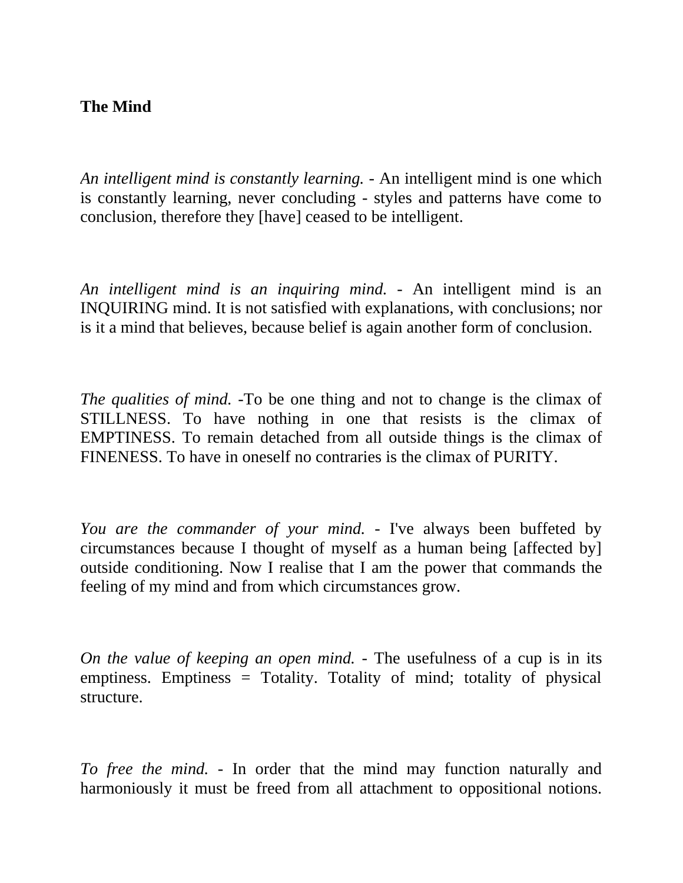**The Mind**

*An intelligent mind is constantly learning.* - An intelligent mind is one which is constantly learning, never concluding - styles and patterns have come to conclusion, therefore they [have] ceased to be intelligent.

*An intelligent mind is an inquiring mind.* - An intelligent mind is an INQUIRING mind. It is not satisfied with explanations, with conclusions; nor is it a mind that believes, because belief is again another form of conclusion.

*The qualities of mind.* -To be one thing and not to change is the climax of STILLNESS. To have nothing in one that resists is the climax of EMPTINESS. To remain detached from all outside things is the climax of FINENESS. To have in oneself no contraries is the climax of PURITY.

*You are the commander of your mind.* - I've always been buffeted by circumstances because I thought of myself as a human being [affected by] outside conditioning. Now I realise that I am the power that commands the feeling of my mind and from which circumstances grow.

*On the value of keeping an open mind.* - The usefulness of a cup is in its emptiness. Emptiness = Totality. Totality of mind; totality of physical structure.

*To free the mind.* - In order that the mind may function naturally and harmoniously it must be freed from all attachment to oppositional notions.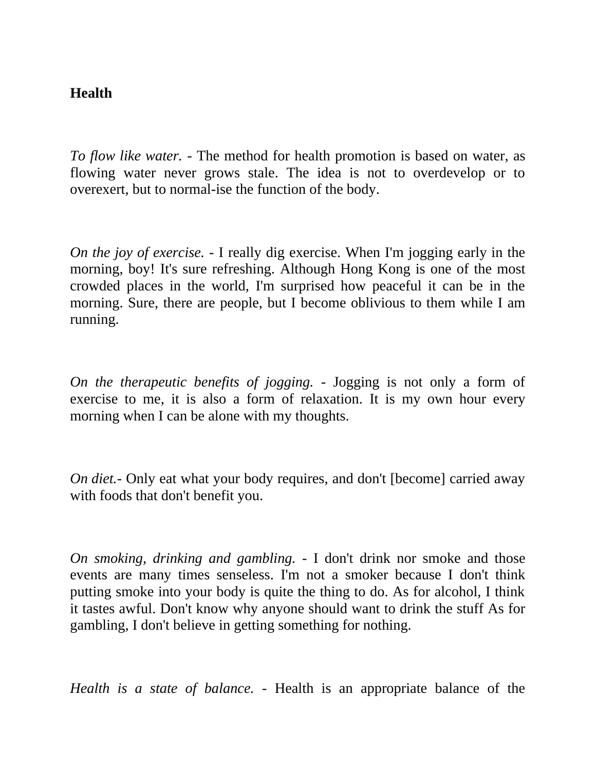**Health**

*To flow like water.* - The method for health promotion is based on water, as flowing water never grows stale. The idea is not to overdevelop or to overexert, but to normal-ise the function of the body.

*On the joy of exercise.* - I really dig exercise. When I'm jogging early in the morning, boy! It's sure refreshing. Although Hong Kong is one of the most crowded places in the world, I'm surprised how peaceful it can be in the morning. Sure, there are people, but I become oblivious to them while I am running.

*On the therapeutic benefits of jogging.* - Jogging is not only a form of exercise to me, it is also a form of relaxation. It is my own hour every morning when I can be alone with my thoughts.

*On diet.*- Only eat what your body requires, and don't [become] carried away with foods that don't benefit you.

*On smoking, drinking and gambling.* - I don't drink nor smoke and those events are many times senseless. I'm not a smoker because I don't think putting smoke into your body is quite the thing to do. As for alcohol, I think it tastes awful. Don't know why anyone should want to drink the stuff As for gambling, I don't believe in getting something for nothing.

*Health is a state of balance.* - Health is an appropriate balance of the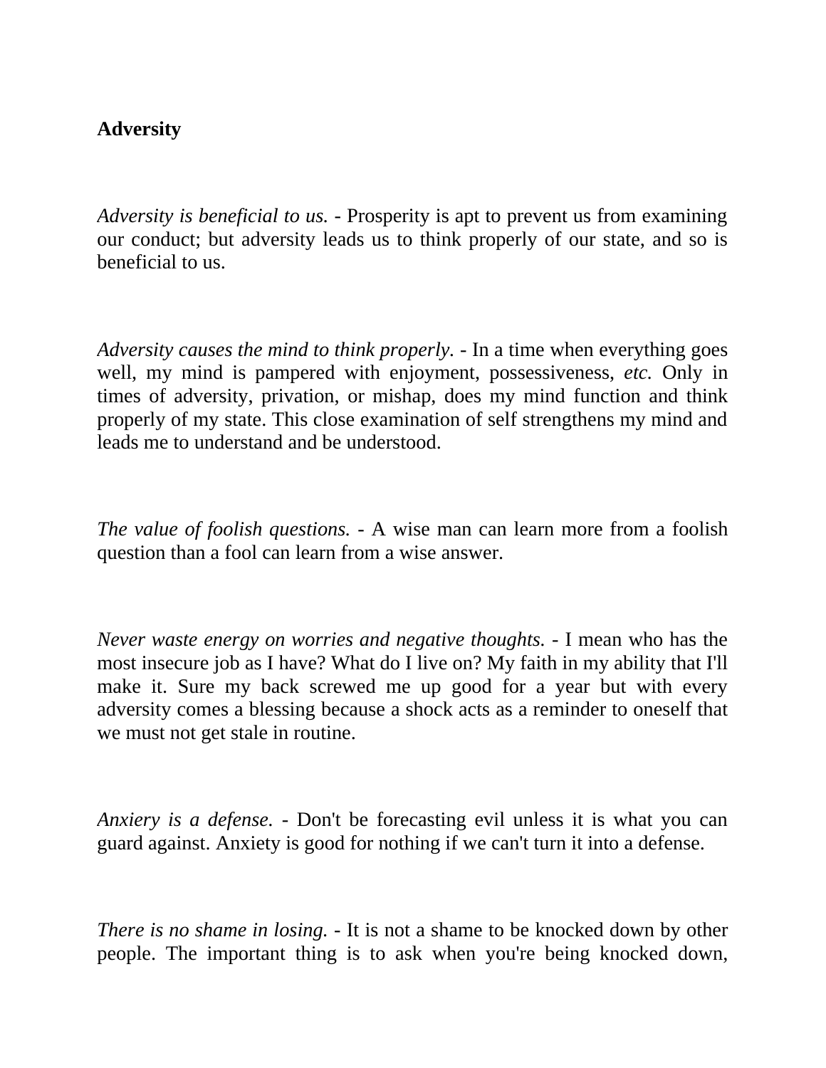**Adversity**

*Adversity is beneficial to us.* - Prosperity is apt to prevent us from examining our conduct; but adversity leads us to think properly of our state, and so is beneficial to us.

*Adversity causes the mind to think properly.* - In a time when everything goes well, my mind is pampered with enjoyment, possessiveness, *etc.* Only in times of adversity, privation, or mishap, does my mind function and think properly of my state. This close examination of self strengthens my mind and leads me to understand and be understood.

*The value of foolish questions.* - A wise man can learn more from a foolish question than a fool can learn from a wise answer.

*Never waste energy on worries and negative thoughts.* - I mean who has the most insecure job as I have? What do I live on? My faith in my ability that I'll make it. Sure my back screwed me up good for a year but with every adversity comes a blessing because a shock acts as a reminder to oneself that we must not get stale in routine.

*Anxiery is a defense.* - Don't be forecasting evil unless it is what you can guard against. Anxiety is good for nothing if we can't turn it into a defense.

*There is no shame in losing.* - It is not a shame to be knocked down by other people. The important thing is to ask when you're being knocked down,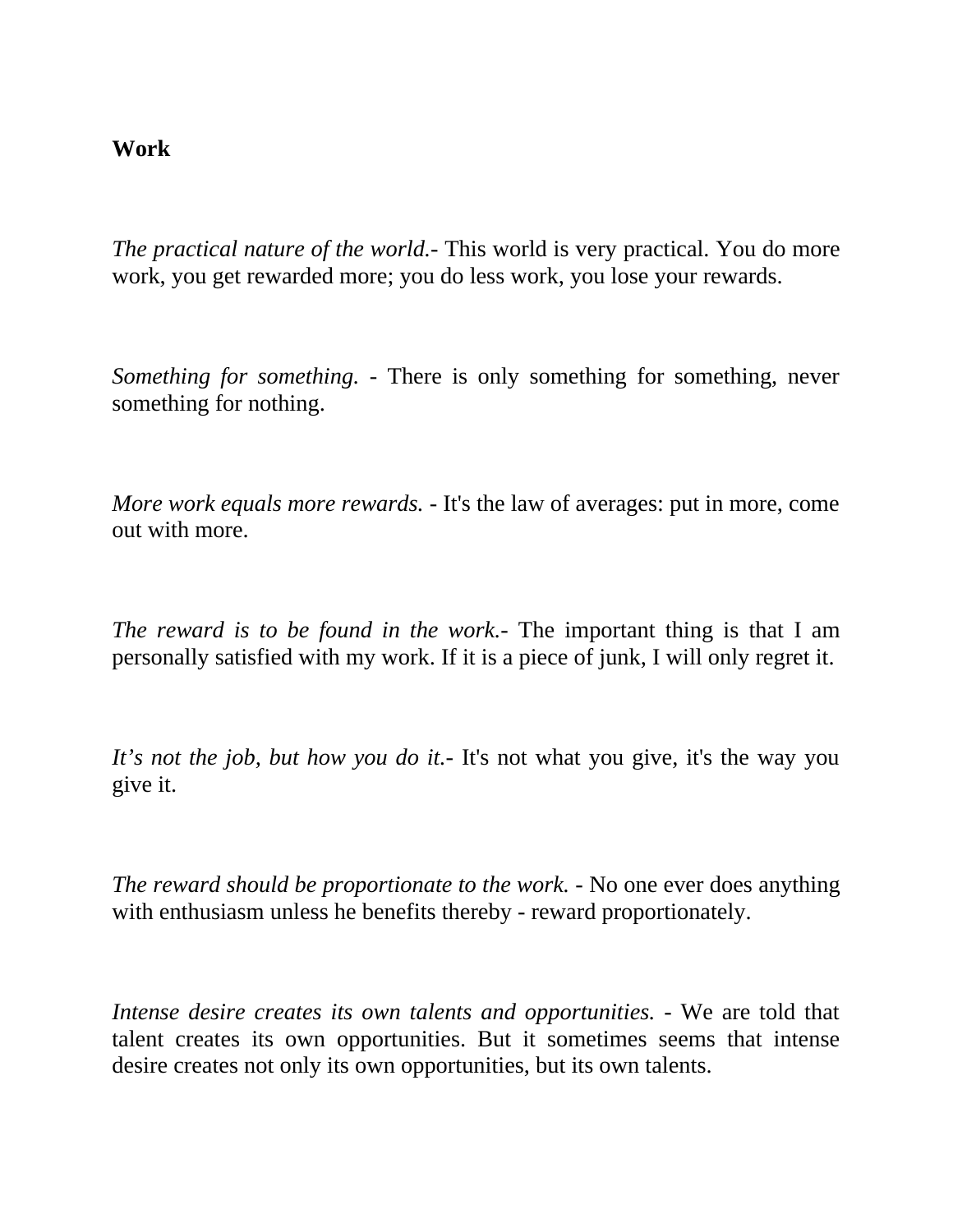**Work**

*The practical nature of the world.*- This world is very practical. You do more work, you get rewarded more; you do less work, you lose your rewards.

*Something for something.* - There is only something for something, never something for nothing.

*More work equals more rewards.* - It's the law of averages: put in more, come out with more.

*The reward is to be found in the work.*- The important thing is that I am personally satisfied with my work. If it is a piece of junk, I will only regret it.

*It's not the job, but how you do it.*- It's not what you give, it's the way you give it.

*The reward should be proportionate to the work.* - No one ever does anything with enthusiasm unless he benefits thereby - reward proportionately.

*Intense desire creates its own talents and opportunities.* - We are told that talent creates its own opportunities. But it sometimes seems that intense desire creates not only its own opportunities, but its own talents.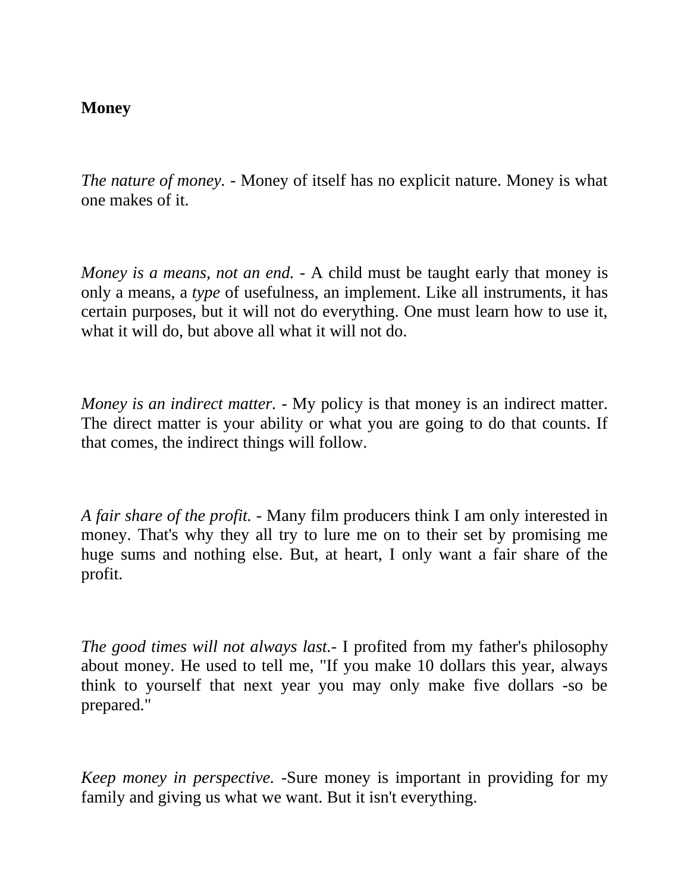**Money**

*The nature of money.* - Money of itself has no explicit nature. Money is what one makes of it.

*Money is a means, not an end.* - A child must be taught early that money is only a means, a *type* of usefulness, an implement. Like all instruments, it has certain purposes, but it will not do everything. One must learn how to use it, what it will do, but above all what it will not do.

*Money is an indirect matter.* - My policy is that money is an indirect matter. The direct matter is your ability or what you are going to do that counts. If that comes, the indirect things will follow.

*A fair share of the profit.* - Many film producers think I am only interested in money. That's why they all try to lure me on to their set by promising me huge sums and nothing else. But, at heart, I only want a fair share of the profit.

*The good times will not always last.*- I profited from my father's philosophy about money. He used to tell me, "If you make 10 dollars this year, always think to yourself that next year you may only make five dollars -so be prepared."

*Keep money in perspective.* -Sure money is important in providing for my family and giving us what we want. But it isn't everything.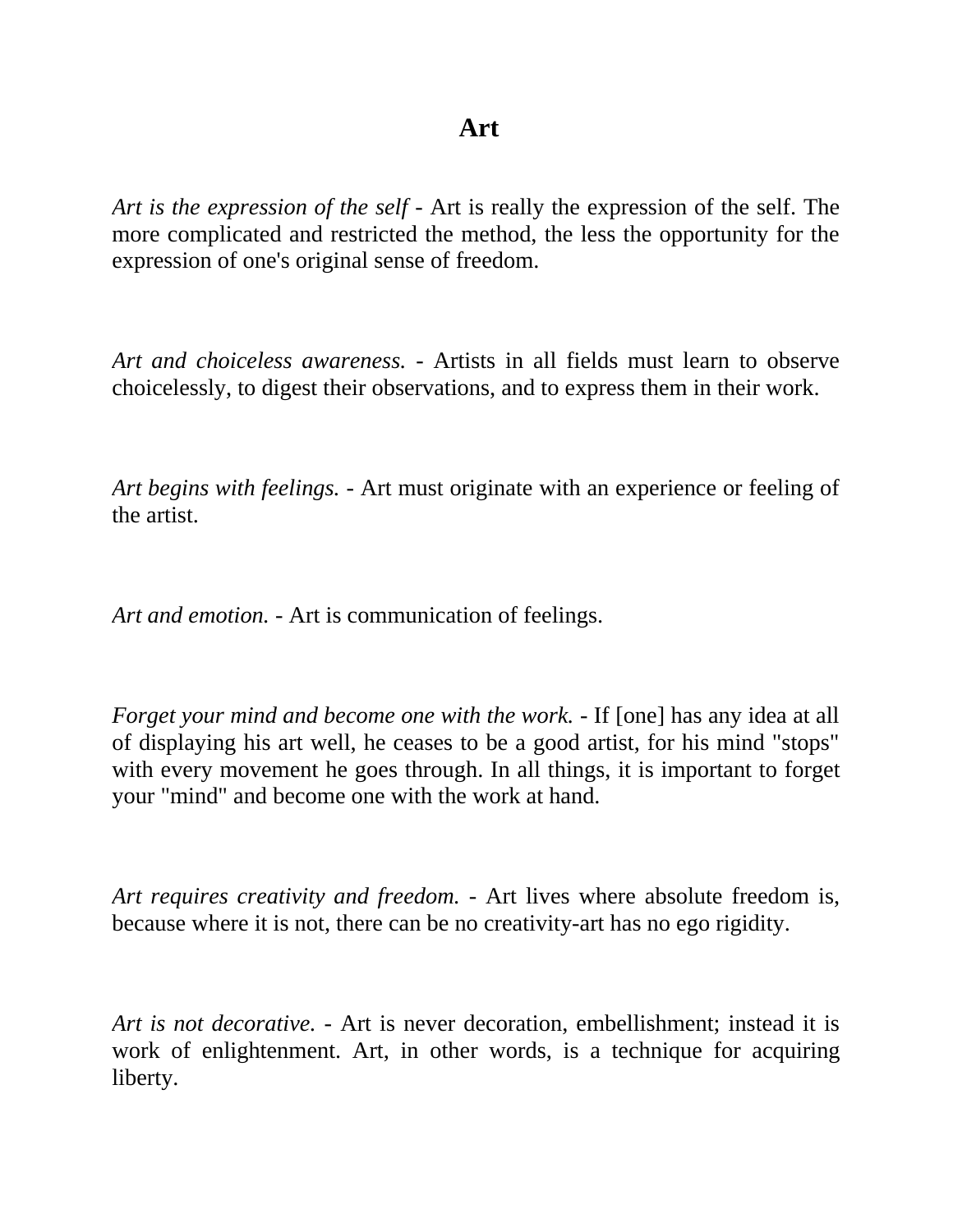# Art

*Art is the expression of the self* - Art is really the expression of the self. The more complicated and restricted the method, the less the opportunity for the expression of one's original sense of freedom.

*Art and choiceless awareness.* - Artists in all fields must learn to observe choicelessly, to digest their observations, and to express them in their work.

*Art begins with feelings.* - Art must originate with an experience or feeling of the artist.

*Art and emotion.* - Art is communication of feelings.

*Forget your mind and become one with the work.* - If [one] has any idea at all of displaying his art well, he ceases to be a good artist, for his mind "stops" with every movement he goes through. In all things, it is important to forget your "mind" and become one with the work at hand.

*Art requires creativity and freedom.* - Art lives where absolute freedom is, because where it is not, there can be no creativity-art has no ego rigidity.

*Art is not decorative.* - Art is never decoration, embellishment; instead it is work of enlightenment. Art, in other words, is a technique for acquiring liberty.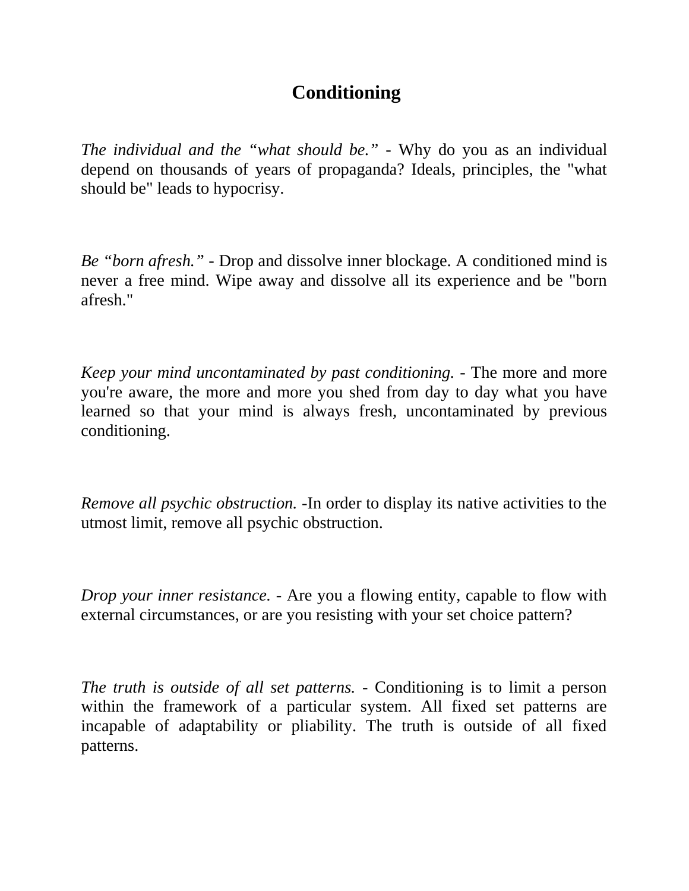# Conditioning

*The individual and the “what should be.”* - Why do you as an individual depend on thousands of years of propaganda? Ideals, principles, the "what should be" leads to hypocrisy.

*Be “born afresh.”* - Drop and dissolve inner blockage. A conditioned mind is never a free mind. Wipe away and dissolve all its experience and be "born afresh."

*Keep your mind uncontaminated by past conditioning.* - The more and more you're aware, the more and more you shed from day to day what you have learned so that your mind is always fresh, uncontaminated by previous conditioning.

*Remove all psychic obstruction.* -In order to display its native activities to the utmost limit, remove all psychic obstruction.

*Drop your inner resistance.* - Are you a flowing entity, capable to flow with external circumstances, or are you resisting with your set choice pattern?

*The truth is outside of all set patterns.* - Conditioning is to limit a person within the framework of a particular system. All fixed set patterns are incapable of adaptability or pliability. The truth is outside of all fixed patterns.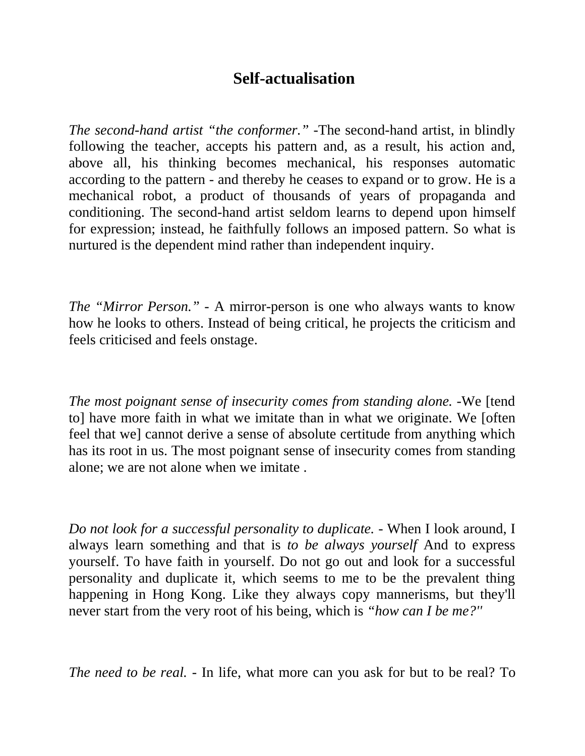## Self-actualisation

*The second-hand artist "the conformer."* -The second-hand artist, in blindly following the teacher, accepts his pattern and, as a result, his action and, above all, his thinking becomes mechanical, his responses automatic according to the pattern - and thereby he ceases to expand or to grow. He is a mechanical robot, a product of thousands of years of propaganda and conditioning. The second-hand artist seldom learns to depend upon himself for expression; instead, he faithfully follows an imposed pattern. So what is nurtured is the dependent mind rather than independent inquiry.

*The "Mirror Person."* - A mirror-person is one who always wants to know how he looks to others. Instead of being critical, he projects the criticism and feels criticised and feels onstage.

*The most poignant sense of insecurity comes from standing alone.* -We [tend to] have more faith in what we imitate than in what we originate. We [often feel that we] cannot derive a sense of absolute certitude from anything which has its root in us. The most poignant sense of insecurity comes from standing alone; we are not alone when we imitate .

*Do not look for a successful personality to duplicate.* - When I look around, I always learn something and that is *to be always yourself* And to express yourself. To have faith in yourself. Do not go out and look for a successful personality and duplicate it, which seems to me to be the prevalent thing happening in Hong Kong. Like they always copy mannerisms, but they'll never start from the very root of his being, which is *"how can I be me?"*

*The need to be real.* - In life, what more can you ask for but to be real? To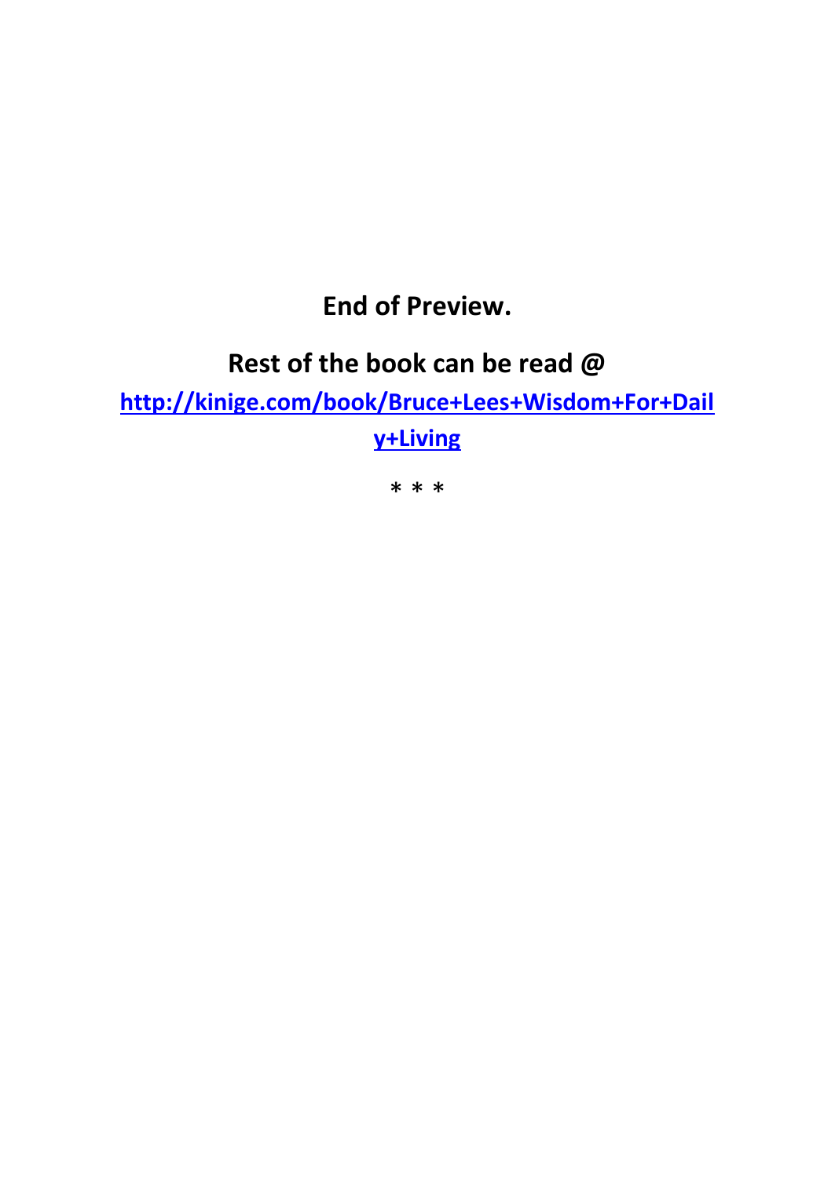**End of Preview.**

**Rest of the book can be read @ [http://kinige.com/book/Bruce+Lees+Wisdom+For+Daily+Living](http://kinige.com/book/Bruce+Lees+Wisdom+For+Daily+Living)**

* * *